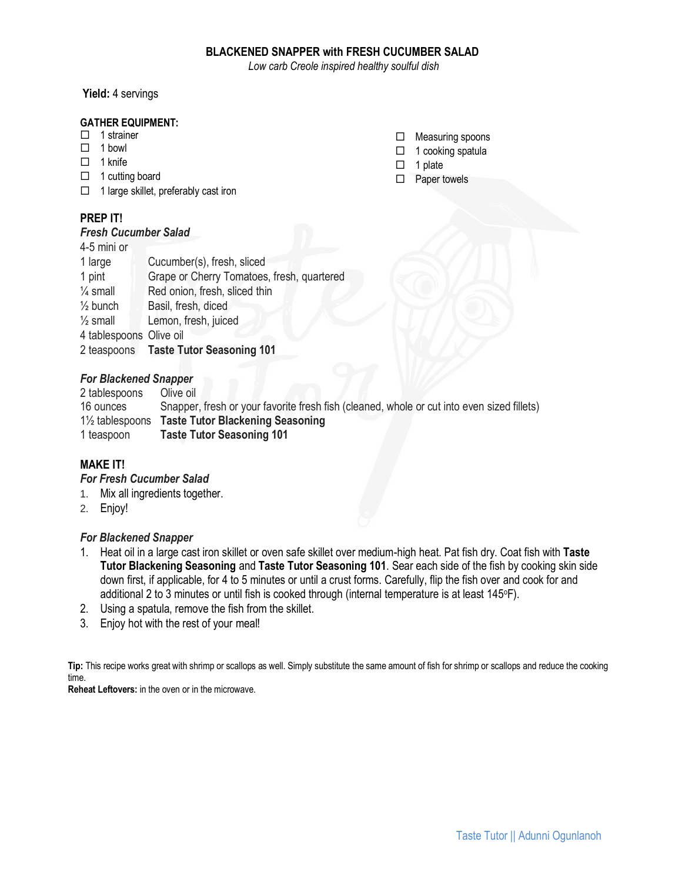# BLACKENED SNAPPER with FRESH CUCUMBER SALAD

*Low carb Creole inspired healthy soulful dish*

**Yield:** 4 servings

## GATHER EQUIPMENT:

- ☐ 1 strainer
- ☐ 1 bowl
- ☐ 1 knife
- ☐ 1 cutting board
- ☐ 1 large skillet, preferably cast iron
- ☐ Measuring spoons
- ☐ 1 cooking spatula
- ☐ 1 plate
- ☐ Paper towels

## PREP IT!

### *Fresh Cucumber Salad*

| | |
|---|---|
| 4-5 mini or 1 large | Cucumber(s), fresh, sliced |
| 1 pint | Grape or Cherry Tomatoes, fresh, quartered |
| ¼ small | Red onion, fresh, sliced thin |
| ½ bunch | Basil, fresh, diced |
| ½ small | Lemon, fresh, juiced |
| 4 tablespoons | Olive oil |
| 2 teaspoons | **Taste Tutor Seasoning 101** |

### *For Blackened Snapper*

| | |
|---|---|
| 2 tablespoons | Olive oil |
| 16 ounces | Snapper, fresh or your favorite fresh fish (cleaned, whole or cut into even sized fillets) |
| 1½ tablespoons | **Taste Tutor Blackening Seasoning** |
| 1 teaspoon | **Taste Tutor Seasoning 101** |

## MAKE IT!

### *For Fresh Cucumber Salad*

1. Mix all ingredients together.
2. Enjoy!

### *For Blackened Snapper*

1. Heat oil in a large cast iron skillet or oven safe skillet over medium-high heat. Pat fish dry. Coat fish with **Taste Tutor Blackening Seasoning** and **Taste Tutor Seasoning 101**. Sear each side of the fish by cooking skin side down first, if applicable, for 4 to 5 minutes or until a crust forms. Carefully, flip the fish over and cook for and additional 2 to 3 minutes or until fish is cooked through (internal temperature is at least 145°F).
2. Using a spatula, remove the fish from the skillet.
3. Enjoy hot with the rest of your meal!

**Tip:** This recipe works great with shrimp or scallops as well. Simply substitute the same amount of fish for shrimp or scallops and reduce the cooking time.

**Reheat Leftovers:** in the oven or in the microwave.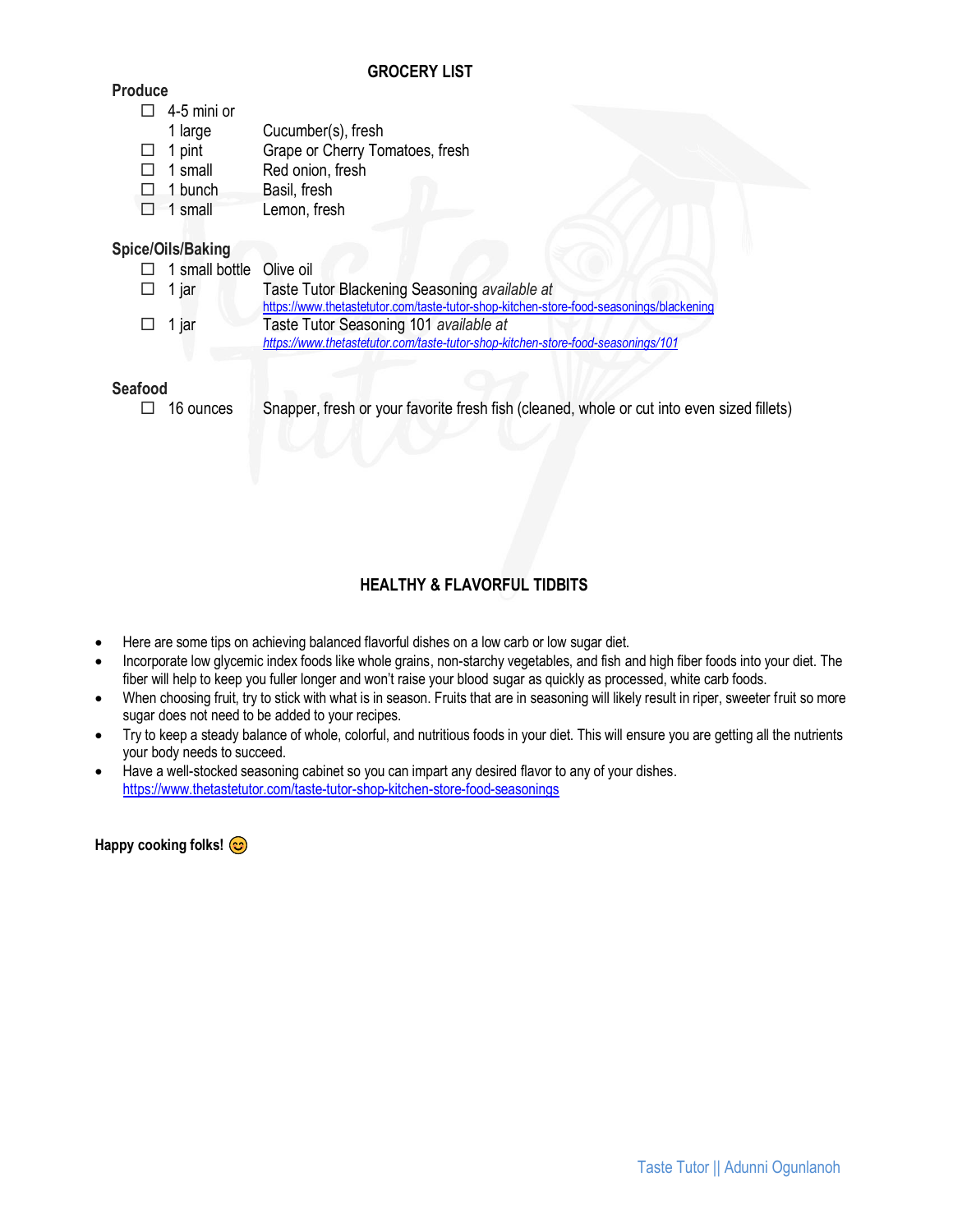## GROCERY LIST

**Produce**

- ☐ 4-5 mini or 1 large — Cucumber(s), fresh
- ☐ 1 pint — Grape or Cherry Tomatoes, fresh
- ☐ 1 small — Red onion, fresh
- ☐ 1 bunch — Basil, fresh
- ☐ 1 small — Lemon, fresh

**Spice/Oils/Baking**

- ☐ 1 small bottle — Olive oil
- ☐ 1 jar — Taste Tutor Blackening Seasoning *available at* https://www.thetastetutor.com/taste-tutor-shop-kitchen-store-food-seasonings/blackening
- ☐ 1 jar — Taste Tutor Seasoning 101 *available at* *https://www.thetastetutor.com/taste-tutor-shop-kitchen-store-food-seasonings/101*

**Seafood**

- ☐ 16 ounces — Snapper, fresh or your favorite fresh fish (cleaned, whole or cut into even sized fillets)

## HEALTHY & FLAVORFUL TIDBITS

- Here are some tips on achieving balanced flavorful dishes on a low carb or low sugar diet.
- Incorporate low glycemic index foods like whole grains, non-starchy vegetables, and fish and high fiber foods into your diet. The fiber will help to keep you fuller longer and won't raise your blood sugar as quickly as processed, white carb foods.
- When choosing fruit, try to stick with what is in season. Fruits that are in seasoning will likely result in riper, sweeter fruit so more sugar does not need to be added to your recipes.
- Try to keep a steady balance of whole, colorful, and nutritious foods in your diet. This will ensure you are getting all the nutrients your body needs to succeed.
- Have a well-stocked seasoning cabinet so you can impart any desired flavor to any of your dishes. https://www.thetastetutor.com/taste-tutor-shop-kitchen-store-food-seasonings

**Happy cooking folks!** 😊

Taste Tutor || Adunni Ogunlanoh